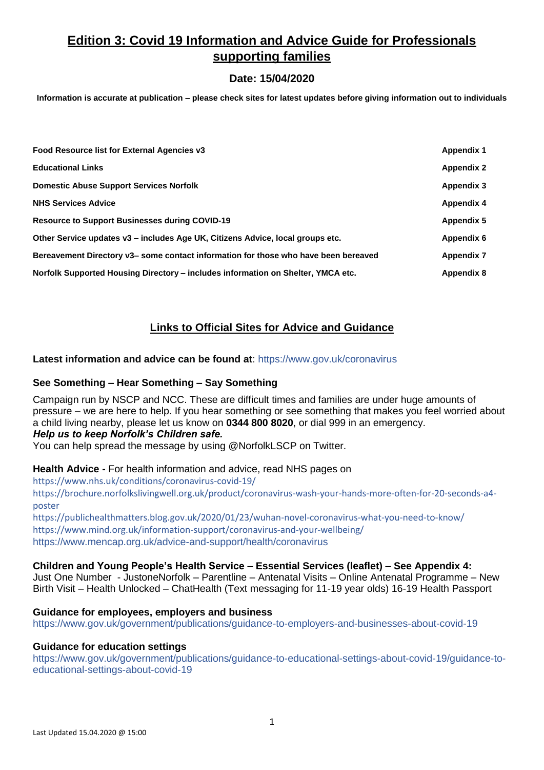# Edition 3: Covid 19 Information and Advice Guide for Professionals supporting families

**Date: 15/04/2020**

**Information is accurate at publication – please check sites for latest updates before giving information out to individuals**

| | |
|---|---|
| **Food Resource list for External Agencies v3** | **Appendix 1** |
| **Educational Links** | **Appendix 2** |
| **Domestic Abuse Support Services Norfolk** | **Appendix 3** |
| **NHS Services Advice** | **Appendix 4** |
| **Resource to Support Businesses during COVID-19** | **Appendix 5** |
| **Other Service updates v3 – includes Age UK, Citizens Advice, local groups etc.** | **Appendix 6** |
| **Bereavement Directory v3– some contact information for those who have been bereaved** | **Appendix 7** |
| **Norfolk Supported Housing Directory – includes information on Shelter, YMCA etc.** | **Appendix 8** |

## Links to Official Sites for Advice and Guidance

**Latest information and advice can be found at**: https://www.gov.uk/coronavirus

### See Something – Hear Something – Say Something

Campaign run by NSCP and NCC. These are difficult times and families are under huge amounts of pressure – we are here to help. If you hear something or see something that makes you feel worried about a child living nearby, please let us know on **0344 800 8020**, or dial 999 in an emergency.
***Help us to keep Norfolk's Children safe.***
You can help spread the message by using @NorfolkLSCP on Twitter.

**Health Advice -** For health information and advice, read NHS pages on
https://www.nhs.uk/conditions/coronavirus-covid-19/
https://brochure.norfolkslivingwell.org.uk/product/coronavirus-wash-your-hands-more-often-for-20-seconds-a4-poster
https://publichealthmatters.blog.gov.uk/2020/01/23/wuhan-novel-coronavirus-what-you-need-to-know/
https://www.mind.org.uk/information-support/coronavirus-and-your-wellbeing/
https://www.mencap.org.uk/advice-and-support/health/coronavirus

**Children and Young People's Health Service – Essential Services (leaflet) – See Appendix 4:**
Just One Number - JustoneNorfolk – Parentline – Antenatal Visits – Online Antenatal Programme – New Birth Visit – Health Unlocked – ChatHealth (Text messaging for 11-19 year olds) 16-19 Health Passport

**Guidance for employees, employers and business**
https://www.gov.uk/government/publications/guidance-to-employers-and-businesses-about-covid-19

**Guidance for education settings**
https://www.gov.uk/government/publications/guidance-to-educational-settings-about-covid-19/guidance-to-educational-settings-about-covid-19

Last Updated 15.04.2020 @ 15:00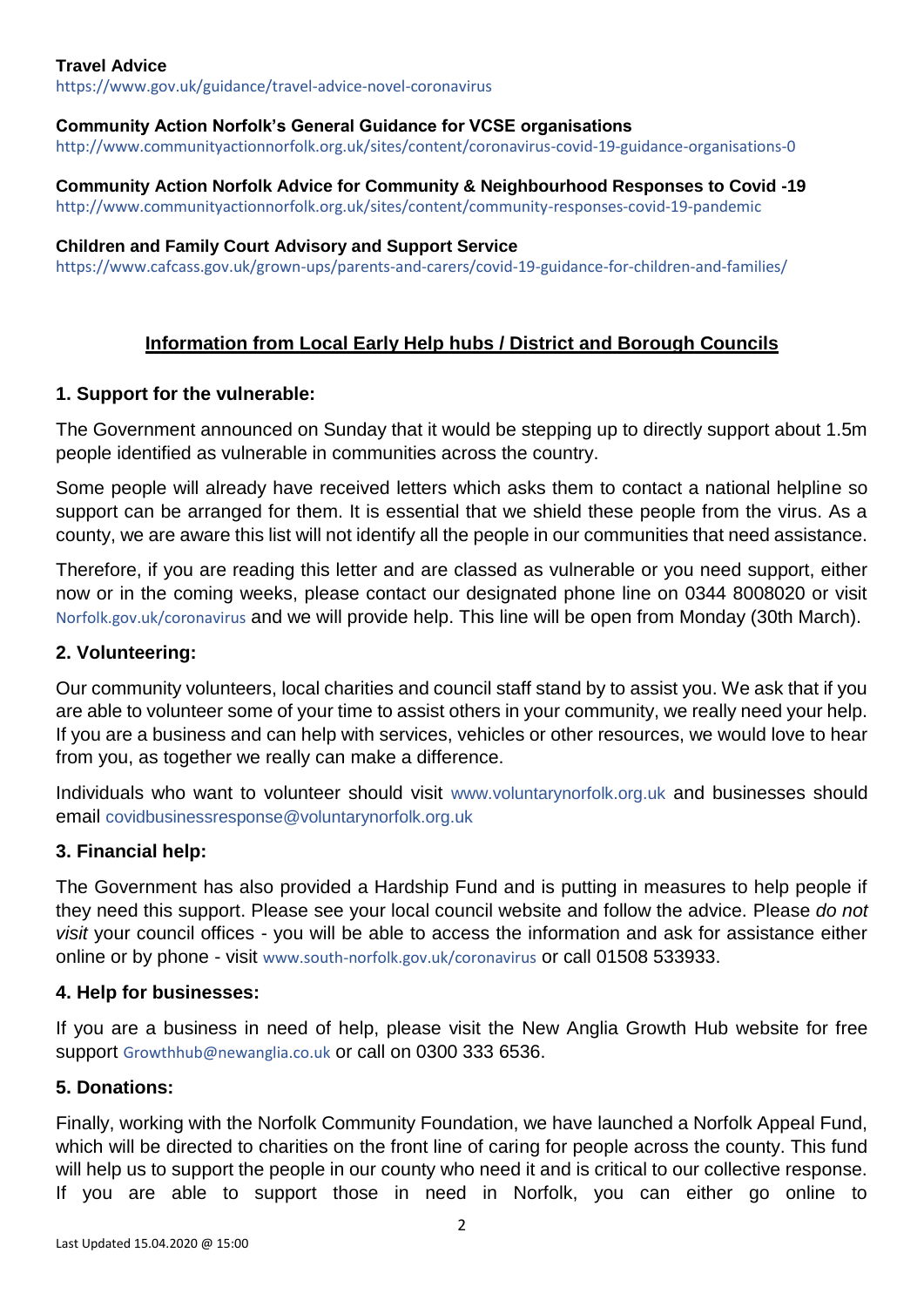**Travel Advice**
https://www.gov.uk/guidance/travel-advice-novel-coronavirus

**Community Action Norfolk's General Guidance for VCSE organisations**
http://www.communityactionnorfolk.org.uk/sites/content/coronavirus-covid-19-guidance-organisations-0

**Community Action Norfolk Advice for Community & Neighbourhood Responses to Covid -19**
http://www.communityactionnorfolk.org.uk/sites/content/community-responses-covid-19-pandemic

**Children and Family Court Advisory and Support Service**
https://www.cafcass.gov.uk/grown-ups/parents-and-carers/covid-19-guidance-for-children-and-families/

## Information from Local Early Help hubs / District and Borough Councils

### 1. Support for the vulnerable:

The Government announced on Sunday that it would be stepping up to directly support about 1.5m people identified as vulnerable in communities across the country.

Some people will already have received letters which asks them to contact a national helpline so support can be arranged for them. It is essential that we shield these people from the virus. As a county, we are aware this list will not identify all the people in our communities that need assistance.

Therefore, if you are reading this letter and are classed as vulnerable or you need support, either now or in the coming weeks, please contact our designated phone line on 0344 8008020 or visit Norfolk.gov.uk/coronavirus and we will provide help. This line will be open from Monday (30th March).

### 2. Volunteering:

Our community volunteers, local charities and council staff stand by to assist you. We ask that if you are able to volunteer some of your time to assist others in your community, we really need your help. If you are a business and can help with services, vehicles or other resources, we would love to hear from you, as together we really can make a difference.

Individuals who want to volunteer should visit www.voluntarynorfolk.org.uk and businesses should email covidbusinessresponse@voluntarynorfolk.org.uk

### 3. Financial help:

The Government has also provided a Hardship Fund and is putting in measures to help people if they need this support. Please see your local council website and follow the advice. Please *do not visit* your council offices - you will be able to access the information and ask for assistance either online or by phone - visit www.south-norfolk.gov.uk/coronavirus or call 01508 533933.

### 4. Help for businesses:

If you are a business in need of help, please visit the New Anglia Growth Hub website for free support Growthhub@newanglia.co.uk or call on 0300 333 6536.

### 5. Donations:

Finally, working with the Norfolk Community Foundation, we have launched a Norfolk Appeal Fund, which will be directed to charities on the front line of caring for people across the county. This fund will help us to support the people in our county who need it and is critical to our collective response. If you are able to support those in need in Norfolk, you can either go online to

Last Updated 15.04.2020 @ 15:00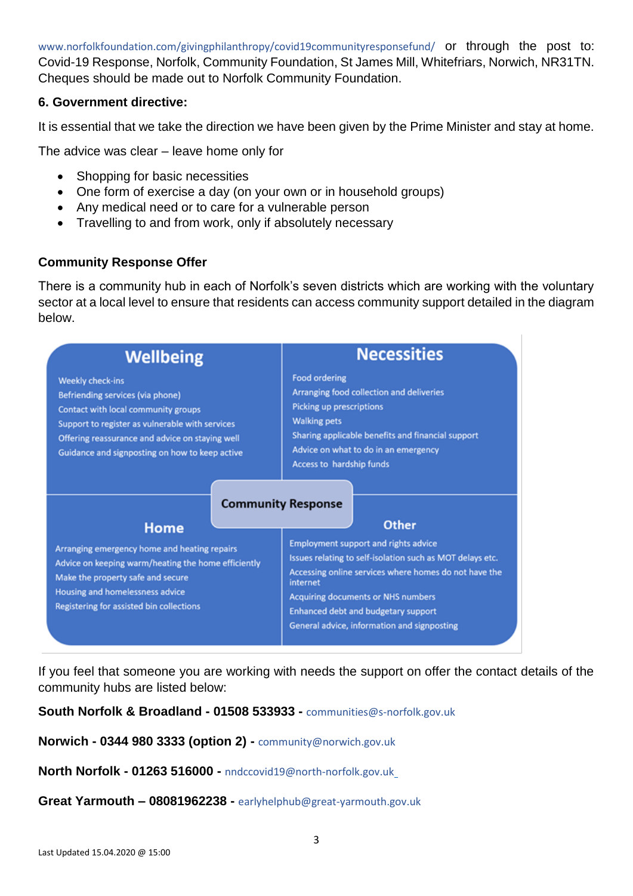www.norfolkfoundation.com/givingphilanthropy/covid19communityresponsefund/ or through the post to: Covid-19 Response, Norfolk, Community Foundation, St James Mill, Whitefriars, Norwich, NR31TN. Cheques should be made out to Norfolk Community Foundation.

### 6. Government directive:

It is essential that we take the direction we have been given by the Prime Minister and stay at home.

The advice was clear – leave home only for

- Shopping for basic necessities
- One form of exercise a day (on your own or in household groups)
- Any medical need or to care for a vulnerable person
- Travelling to and from work, only if absolutely necessary

### Community Response Offer

There is a community hub in each of Norfolk's seven districts which are working with the voluntary sector at a local level to ensure that residents can access community support detailed in the diagram below.

**Community Response**

**Wellbeing**
- Weekly check-ins
- Befriending services (via phone)
- Contact with local community groups
- Support to register as vulnerable with services
- Offering reassurance and advice on staying well
- Guidance and signposting on how to keep active

**Necessities**
- Food ordering
- Arranging food collection and deliveries
- Picking up prescriptions
- Walking pets
- Sharing applicable benefits and financial support
- Advice on what to do in an emergency
- Access to hardship funds

**Home**
- Arranging emergency home and heating repairs
- Advice on keeping warm/heating the home efficiently
- Make the property safe and secure
- Housing and homelessness advice
- Registering for assisted bin collections

**Other**
- Employment support and rights advice
- Issues relating to self-isolation such as MOT delays etc.
- Accessing online services where homes do not have the internet
- Acquiring documents or NHS numbers
- Enhanced debt and budgetary support
- General advice, information and signposting

If you feel that someone you are working with needs the support on offer the contact details of the community hubs are listed below:

**South Norfolk & Broadland - 01508 533933 -** communities@s-norfolk.gov.uk

**Norwich - 0344 980 3333 (option 2) -** community@norwich.gov.uk

**North Norfolk - 01263 516000 -** nndccovid19@north-norfolk.gov.uk

**Great Yarmouth – 08081962238 -** earlyhelphub@great-yarmouth.gov.uk

Last Updated 15.04.2020 @ 15:00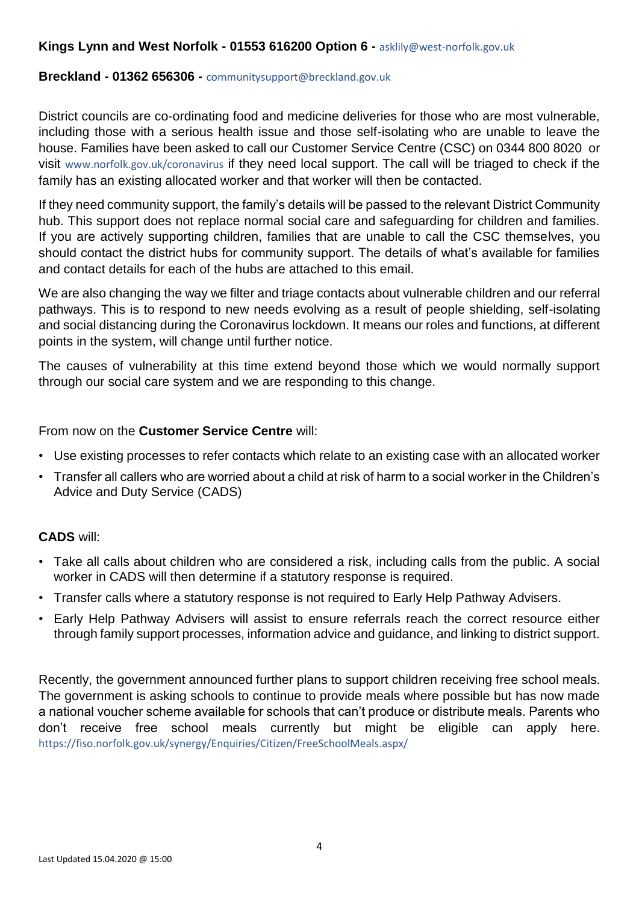**Kings Lynn and West Norfolk - 01553 616200 Option 6 -** asklily@west-norfolk.gov.uk

**Breckland - 01362 656306 -** communitysupport@breckland.gov.uk

District councils are co-ordinating food and medicine deliveries for those who are most vulnerable, including those with a serious health issue and those self-isolating who are unable to leave the house. Families have been asked to call our Customer Service Centre (CSC) on 0344 800 8020 or visit www.norfolk.gov.uk/coronavirus if they need local support. The call will be triaged to check if the family has an existing allocated worker and that worker will then be contacted.

If they need community support, the family's details will be passed to the relevant District Community hub. This support does not replace normal social care and safeguarding for children and families. If you are actively supporting children, families that are unable to call the CSC themselves, you should contact the district hubs for community support. The details of what's available for families and contact details for each of the hubs are attached to this email.

We are also changing the way we filter and triage contacts about vulnerable children and our referral pathways. This is to respond to new needs evolving as a result of people shielding, self-isolating and social distancing during the Coronavirus lockdown. It means our roles and functions, at different points in the system, will change until further notice.

The causes of vulnerability at this time extend beyond those which we would normally support through our social care system and we are responding to this change.

From now on the **Customer Service Centre** will:

- Use existing processes to refer contacts which relate to an existing case with an allocated worker
- Transfer all callers who are worried about a child at risk of harm to a social worker in the Children's Advice and Duty Service (CADS)

**CADS** will:

- Take all calls about children who are considered a risk, including calls from the public. A social worker in CADS will then determine if a statutory response is required.
- Transfer calls where a statutory response is not required to Early Help Pathway Advisers.
- Early Help Pathway Advisers will assist to ensure referrals reach the correct resource either through family support processes, information advice and guidance, and linking to district support.

Recently, the government announced further plans to support children receiving free school meals. The government is asking schools to continue to provide meals where possible but has now made a national voucher scheme available for schools that can't produce or distribute meals. Parents who don't receive free school meals currently but might be eligible can apply here. https://fiso.norfolk.gov.uk/synergy/Enquiries/Citizen/FreeSchoolMeals.aspx/

Last Updated 15.04.2020 @ 15:00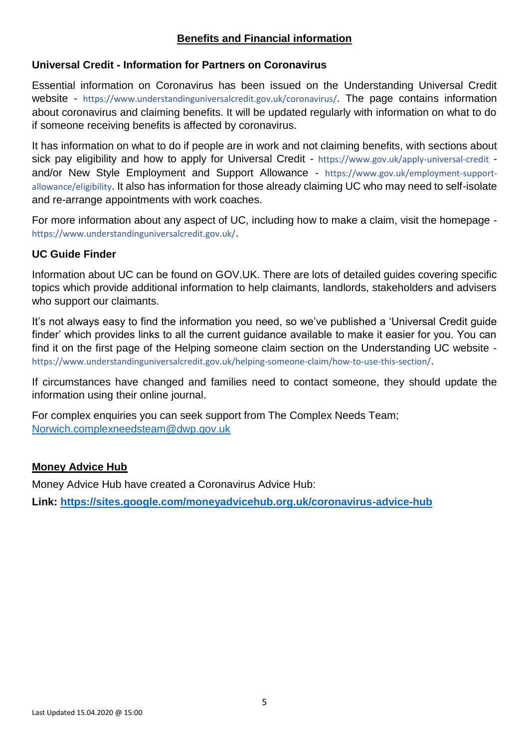## Benefits and Financial information

### Universal Credit - Information for Partners on Coronavirus

Essential information on Coronavirus has been issued on the Understanding Universal Credit website - https://www.understandinguniversalcredit.gov.uk/coronavirus/. The page contains information about coronavirus and claiming benefits. It will be updated regularly with information on what to do if someone receiving benefits is affected by coronavirus.

It has information on what to do if people are in work and not claiming benefits, with sections about sick pay eligibility and how to apply for Universal Credit - https://www.gov.uk/apply-universal-credit - and/or New Style Employment and Support Allowance - https://www.gov.uk/employment-support-allowance/eligibility. It also has information for those already claiming UC who may need to self-isolate and re-arrange appointments with work coaches.

For more information about any aspect of UC, including how to make a claim, visit the homepage - https://www.understandinguniversalcredit.gov.uk/.

### UC Guide Finder

Information about UC can be found on GOV.UK. There are lots of detailed guides covering specific topics which provide additional information to help claimants, landlords, stakeholders and advisers who support our claimants.

It's not always easy to find the information you need, so we've published a 'Universal Credit guide finder' which provides links to all the current guidance available to make it easier for you. You can find it on the first page of the Helping someone claim section on the Understanding UC website - https://www.understandinguniversalcredit.gov.uk/helping-someone-claim/how-to-use-this-section/.

If circumstances have changed and families need to contact someone, they should update the information using their online journal.

For complex enquiries you can seek support from The Complex Needs Team; Norwich.complexneedsteam@dwp.gov.uk

### Money Advice Hub

Money Advice Hub have created a Coronavirus Advice Hub:

**Link: https://sites.google.com/moneyadvicehub.org.uk/coronavirus-advice-hub**

Last Updated 15.04.2020 @ 15:00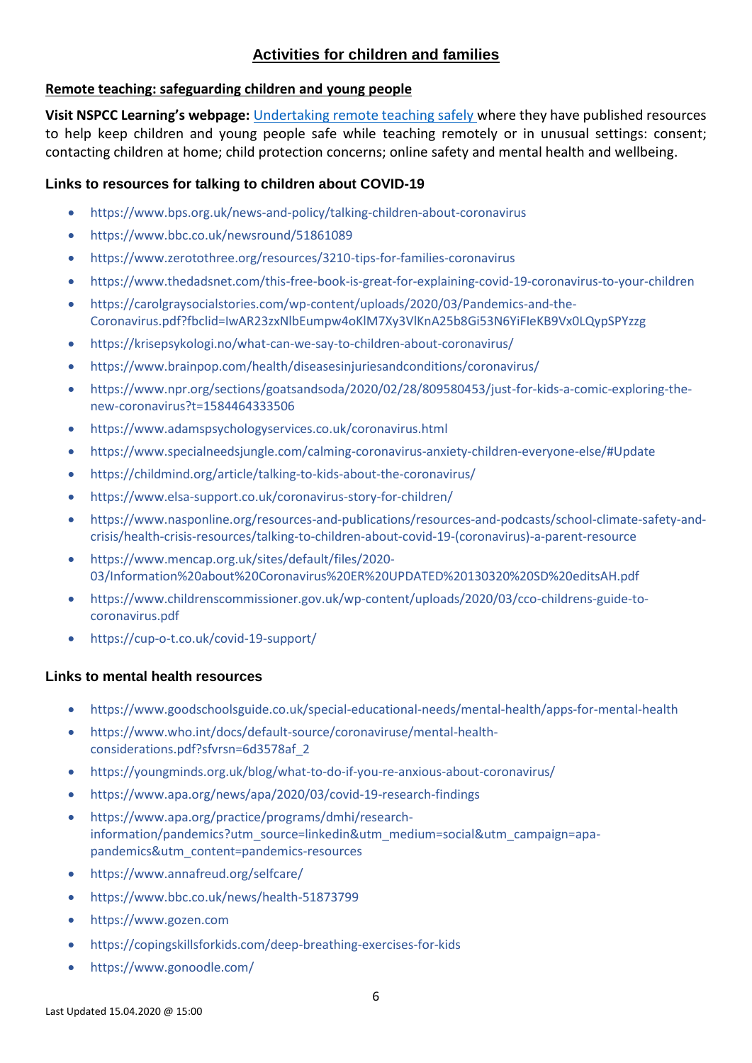## Activities for children and families

### Remote teaching: safeguarding children and young people

**Visit NSPCC Learning's webpage:** [Undertaking remote teaching safely](#) where they have published resources to help keep children and young people safe while teaching remotely or in unusual settings: consent; contacting children at home; child protection concerns; online safety and mental health and wellbeing.

### Links to resources for talking to children about COVID-19

- https://www.bps.org.uk/news-and-policy/talking-children-about-coronavirus
- https://www.bbc.co.uk/newsround/51861089
- https://www.zerotothree.org/resources/3210-tips-for-families-coronavirus
- https://www.thedadsnet.com/this-free-book-is-great-for-explaining-covid-19-coronavirus-to-your-children
- https://carolgraysocialstories.com/wp-content/uploads/2020/03/Pandemics-and-the-Coronavirus.pdf?fbclid=IwAR23zxNlbEumpw4oKlM7Xy3VlKnA25b8Gi53N6YiFIeKB9Vx0LQypSPYzzg
- https://krisepsykologi.no/what-can-we-say-to-children-about-coronavirus/
- https://www.brainpop.com/health/diseasesinjuriesandconditions/coronavirus/
- https://www.npr.org/sections/goatsandsoda/2020/02/28/809580453/just-for-kids-a-comic-exploring-the-new-coronavirus?t=1584464333506
- https://www.adamspsychologyservices.co.uk/coronavirus.html
- https://www.specialneedsjungle.com/calming-coronavirus-anxiety-children-everyone-else/#Update
- https://childmind.org/article/talking-to-kids-about-the-coronavirus/
- https://www.elsa-support.co.uk/coronavirus-story-for-children/
- https://www.nasponline.org/resources-and-publications/resources-and-podcasts/school-climate-safety-and-crisis/health-crisis-resources/talking-to-children-about-covid-19-(coronavirus)-a-parent-resource
- https://www.mencap.org.uk/sites/default/files/2020-03/Information%20about%20Coronavirus%20ER%20UPDATED%20130320%20SD%20editsAH.pdf
- https://www.childrenscommissioner.gov.uk/wp-content/uploads/2020/03/cco-childrens-guide-to-coronavirus.pdf
- https://cup-o-t.co.uk/covid-19-support/

### Links to mental health resources

- https://www.goodschoolsguide.co.uk/special-educational-needs/mental-health/apps-for-mental-health
- https://www.who.int/docs/default-source/coronaviruse/mental-health-considerations.pdf?sfvrsn=6d3578af_2
- https://youngminds.org.uk/blog/what-to-do-if-you-re-anxious-about-coronavirus/
- https://www.apa.org/news/apa/2020/03/covid-19-research-findings
- https://www.apa.org/practice/programs/dmhi/research-information/pandemics?utm_source=linkedin&utm_medium=social&utm_campaign=apa-pandemics&utm_content=pandemics-resources
- https://www.annafreud.org/selfcare/
- https://www.bbc.co.uk/news/health-51873799
- https://www.gozen.com
- https://copingskillsforkids.com/deep-breathing-exercises-for-kids
- https://www.gonoodle.com/

Last Updated 15.04.2020 @ 15:00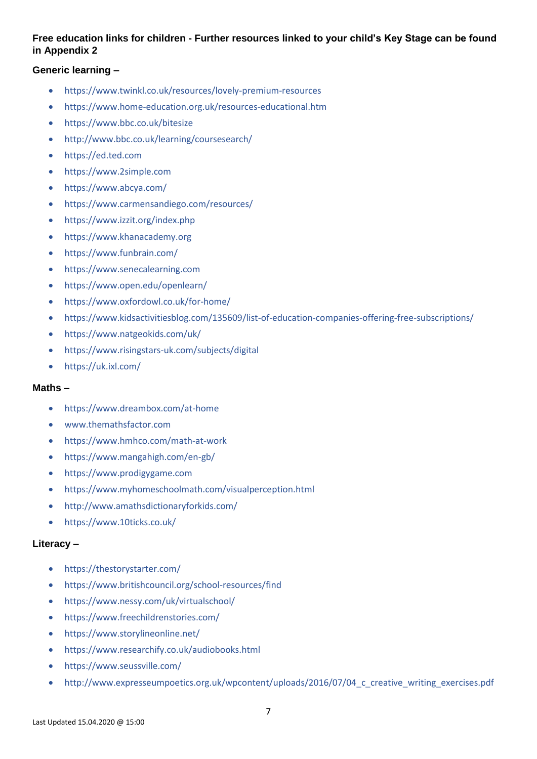**Free education links for children - Further resources linked to your child's Key Stage can be found in Appendix 2**

**Generic learning –**

- https://www.twinkl.co.uk/resources/lovely-premium-resources
- https://www.home-education.org.uk/resources-educational.htm
- https://www.bbc.co.uk/bitesize
- http://www.bbc.co.uk/learning/coursesearch/
- https://ed.ted.com
- https://www.2simple.com
- https://www.abcya.com/
- https://www.carmensandiego.com/resources/
- https://www.izzit.org/index.php
- https://www.khanacademy.org
- https://www.funbrain.com/
- https://www.senecalearning.com
- https://www.open.edu/openlearn/
- https://www.oxfordowl.co.uk/for-home/
- https://www.kidsactivitiesblog.com/135609/list-of-education-companies-offering-free-subscriptions/
- https://www.natgeokids.com/uk/
- https://www.risingstars-uk.com/subjects/digital
- https://uk.ixl.com/

**Maths –**

- https://www.dreambox.com/at-home
- www.themathsfactor.com
- https://www.hmhco.com/math-at-work
- https://www.mangahigh.com/en-gb/
- https://www.prodigygame.com
- https://www.myhomeschoolmath.com/visualperception.html
- http://www.amathsdictionaryforkids.com/
- https://www.10ticks.co.uk/

**Literacy –**

- https://thestorystarter.com/
- https://www.britishcouncil.org/school-resources/find
- https://www.nessy.com/uk/virtualschool/
- https://www.freechildrenstories.com/
- https://www.storylineonline.net/
- https://www.researchify.co.uk/audiobooks.html
- https://www.seussville.com/
- http://www.expresseumpoetics.org.uk/wpcontent/uploads/2016/07/04_c_creative_writing_exercises.pdf

Last Updated 15.04.2020 @ 15:00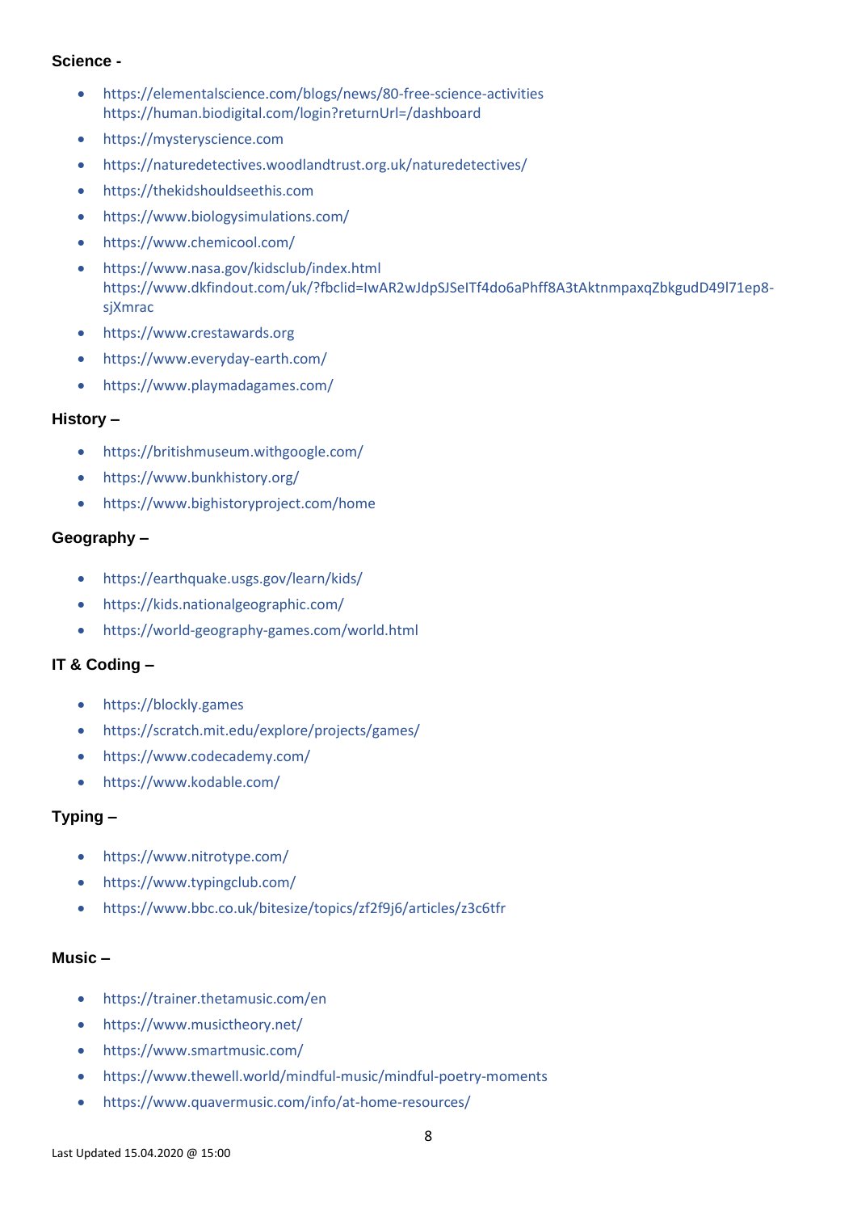**Science -**

- https://elementalscience.com/blogs/news/80-free-science-activities https://human.biodigital.com/login?returnUrl=/dashboard
- https://mysteryscience.com
- https://naturedetectives.woodlandtrust.org.uk/naturedetectives/
- https://thekidshouldseethis.com
- https://www.biologysimulations.com/
- https://www.chemicool.com/
- https://www.nasa.gov/kidsclub/index.html https://www.dkfindout.com/uk/?fbclid=IwAR2wJdpSJSeITf4do6aPhff8A3tAktnmpaxqZbkgudD49l71ep8-sjXmrac
- https://www.crestawards.org
- https://www.everyday-earth.com/
- https://www.playmadagames.com/

**History –**

- https://britishmuseum.withgoogle.com/
- https://www.bunkhistory.org/
- https://www.bighistoryproject.com/home

**Geography –**

- https://earthquake.usgs.gov/learn/kids/
- https://kids.nationalgeographic.com/
- https://world-geography-games.com/world.html

**IT & Coding –**

- https://blockly.games
- https://scratch.mit.edu/explore/projects/games/
- https://www.codecademy.com/
- https://www.kodable.com/

**Typing –**

- https://www.nitrotype.com/
- https://www.typingclub.com/
- https://www.bbc.co.uk/bitesize/topics/zf2f9j6/articles/z3c6tfr

**Music –**

- https://trainer.thetamusic.com/en
- https://www.musictheory.net/
- https://www.smartmusic.com/
- https://www.thewell.world/mindful-music/mindful-poetry-moments
- https://www.quavermusic.com/info/at-home-resources/

Last Updated 15.04.2020 @ 15:00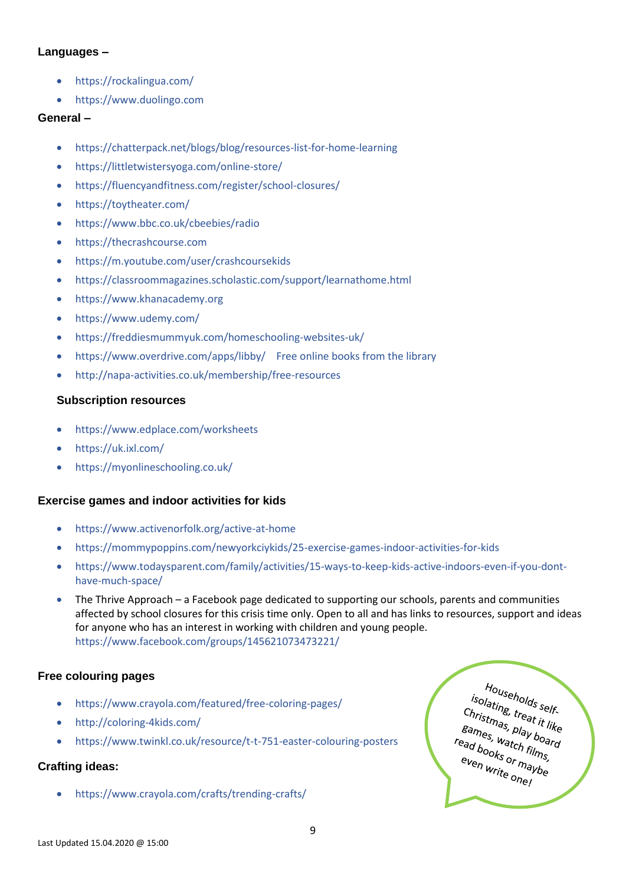**Languages –**

- https://rockalingua.com/
- https://www.duolingo.com

**General –**

- https://chatterpack.net/blogs/blog/resources-list-for-home-learning
- https://littletwistersyoga.com/online-store/
- https://fluencyandfitness.com/register/school-closures/
- https://toytheater.com/
- https://www.bbc.co.uk/cbeebies/radio
- https://thecrashcourse.com
- https://m.youtube.com/user/crashcoursekids
- https://classroommagazines.scholastic.com/support/learnathome.html
- https://www.khanacademy.org
- https://www.udemy.com/
- https://freddiesmummyuk.com/homeschooling-websites-uk/
- https://www.overdrive.com/apps/libby/ Free online books from the library
- http://napa-activities.co.uk/membership/free-resources

**Subscription resources**

- https://www.edplace.com/worksheets
- https://uk.ixl.com/
- https://myonlineschooling.co.uk/

**Exercise games and indoor activities for kids**

- https://www.activenorfolk.org/active-at-home
- https://mommypoppins.com/newyorkciykids/25-exercise-games-indoor-activities-for-kids
- https://www.todaysparent.com/family/activities/15-ways-to-keep-kids-active-indoors-even-if-you-dont-have-much-space/
- The Thrive Approach – a Facebook page dedicated to supporting our schools, parents and communities affected by school closures for this crisis time only. Open to all and has links to resources, support and ideas for anyone who has an interest in working with children and young people. https://www.facebook.com/groups/145621073473221/

**Free colouring pages**

- https://www.crayola.com/featured/free-coloring-pages/
- http://coloring-4kids.com/
- https://www.twinkl.co.uk/resource/t-t-751-easter-colouring-posters

**Crafting ideas:**

- https://www.crayola.com/crafts/trending-crafts/

Households self-isolating, treat it like Christmas, play board games, watch films, read books or maybe even write one!

Last Updated 15.04.2020 @ 15:00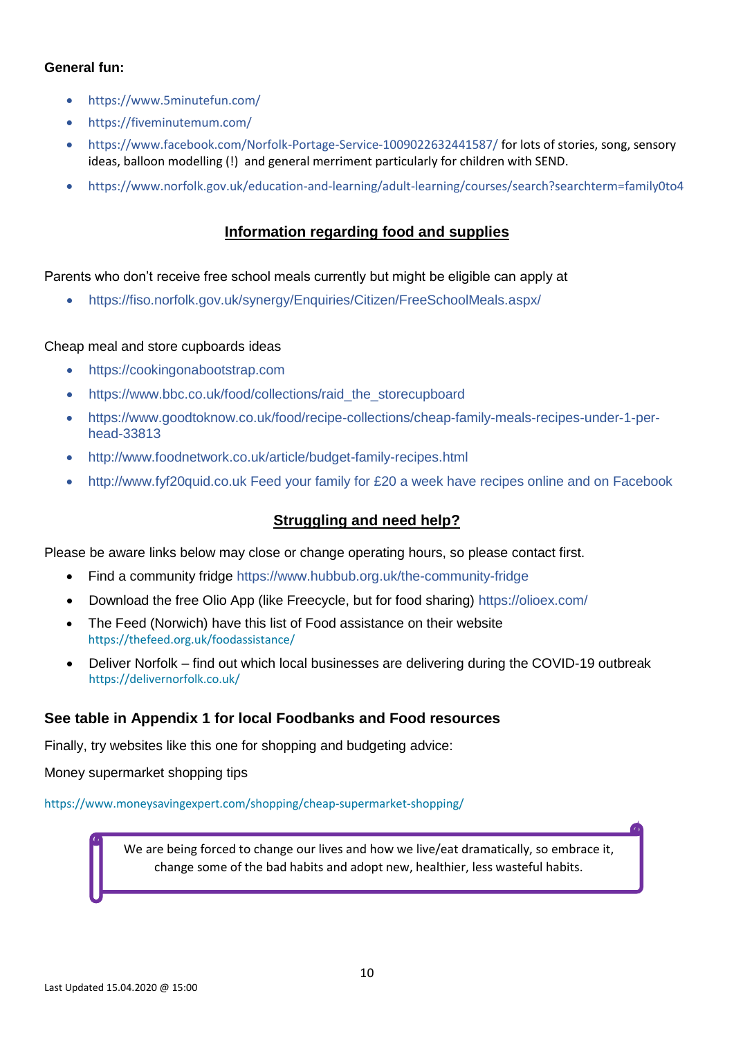**General fun:**

- https://www.5minutefun.com/
- https://fiveminutemum.com/
- https://www.facebook.com/Norfolk-Portage-Service-1009022632441587/ for lots of stories, song, sensory ideas, balloon modelling (!) and general merriment particularly for children with SEND.
- https://www.norfolk.gov.uk/education-and-learning/adult-learning/courses/search?searchterm=family0to4

## Information regarding food and supplies

Parents who don't receive free school meals currently but might be eligible can apply at

- https://fiso.norfolk.gov.uk/synergy/Enquiries/Citizen/FreeSchoolMeals.aspx/

Cheap meal and store cupboards ideas

- https://cookingonabootstrap.com
- https://www.bbc.co.uk/food/collections/raid_the_storecupboard
- https://www.goodtoknow.co.uk/food/recipe-collections/cheap-family-meals-recipes-under-1-per-head-33813
- http://www.foodnetwork.co.uk/article/budget-family-recipes.html
- http://www.fyf20quid.co.uk Feed your family for £20 a week have recipes online and on Facebook

## Struggling and need help?

Please be aware links below may close or change operating hours, so please contact first.

- Find a community fridge https://www.hubbub.org.uk/the-community-fridge
- Download the free Olio App (like Freecycle, but for food sharing) https://olioex.com/
- The Feed (Norwich) have this list of Food assistance on their website https://thefeed.org.uk/foodassistance/
- Deliver Norfolk – find out which local businesses are delivering during the COVID-19 outbreak https://delivernorfolk.co.uk/

**See table in Appendix 1 for local Foodbanks and Food resources**

Finally, try websites like this one for shopping and budgeting advice:

Money supermarket shopping tips

https://www.moneysavingexpert.com/shopping/cheap-supermarket-shopping/

> We are being forced to change our lives and how we live/eat dramatically, so embrace it, change some of the bad habits and adopt new, healthier, less wasteful habits.

Last Updated 15.04.2020 @ 15:00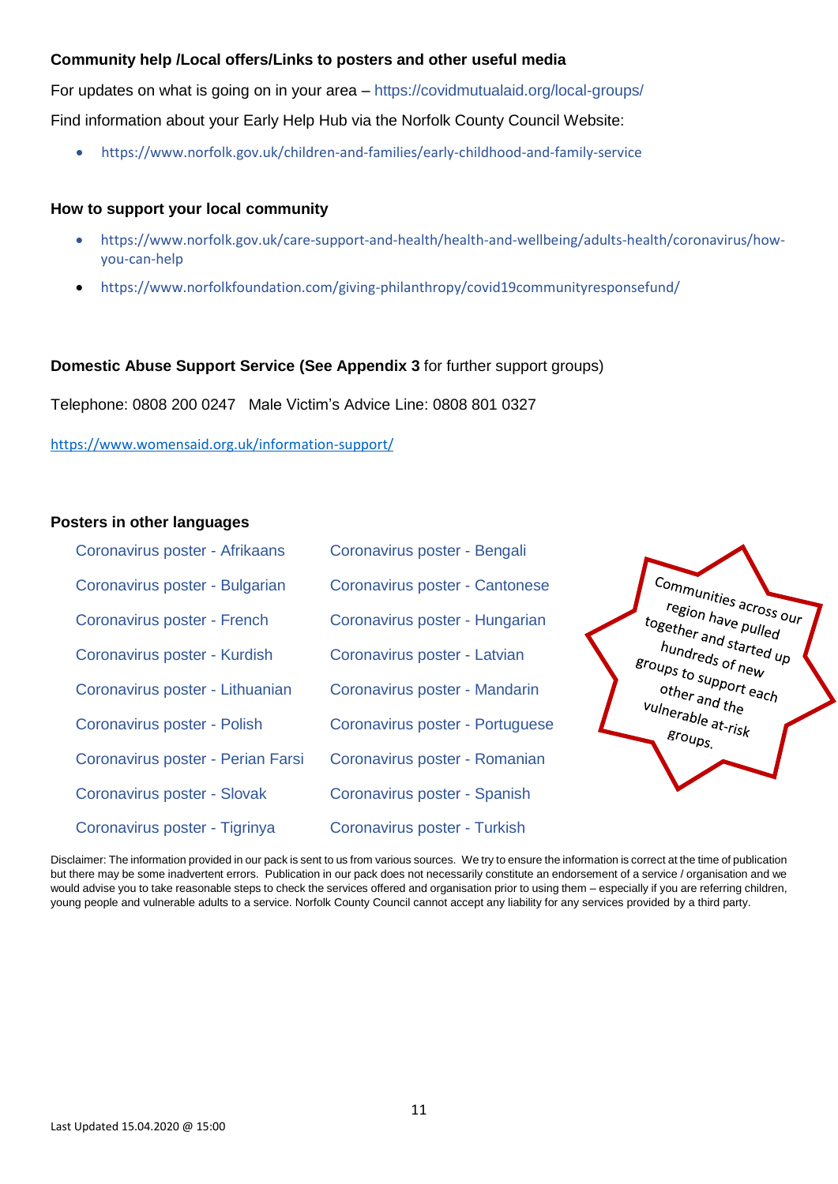### Community help /Local offers/Links to posters and other useful media

For updates on what is going on in your area – https://covidmutualaid.org/local-groups/

Find information about your Early Help Hub via the Norfolk County Council Website:

- https://www.norfolk.gov.uk/children-and-families/early-childhood-and-family-service

### How to support your local community

- https://www.norfolk.gov.uk/care-support-and-health/health-and-wellbeing/adults-health/coronavirus/how-you-can-help
- https://www.norfolkfoundation.com/giving-philanthropy/covid19communityresponsefund/

**Domestic Abuse Support Service (See Appendix 3** for further support groups)

Telephone: 0808 200 0247   Male Victim's Advice Line: 0808 801 0327

https://www.womensaid.org.uk/information-support/

### Posters in other languages

| | |
|---|---|
| Coronavirus poster - Afrikaans | Coronavirus poster - Bengali |
| Coronavirus poster - Bulgarian | Coronavirus poster - Cantonese |
| Coronavirus poster - French | Coronavirus poster - Hungarian |
| Coronavirus poster - Kurdish | Coronavirus poster - Latvian |
| Coronavirus poster - Lithuanian | Coronavirus poster - Mandarin |
| Coronavirus poster - Polish | Coronavirus poster - Portuguese |
| Coronavirus poster - Perian Farsi | Coronavirus poster - Romanian |
| Coronavirus poster - Slovak | Coronavirus poster - Spanish |
| Coronavirus poster - Tigrinya | Coronavirus poster - Turkish |

Communities across our region have pulled together and started up hundreds of new groups to support each other and the vulnerable at-risk groups.

Disclaimer: The information provided in our pack is sent to us from various sources. We try to ensure the information is correct at the time of publication but there may be some inadvertent errors. Publication in our pack does not necessarily constitute an endorsement of a service / organisation and we would advise you to take reasonable steps to check the services offered and organisation prior to using them – especially if you are referring children, young people and vulnerable adults to a service. Norfolk County Council cannot accept any liability for any services provided by a third party.

Last Updated 15.04.2020 @ 15:00